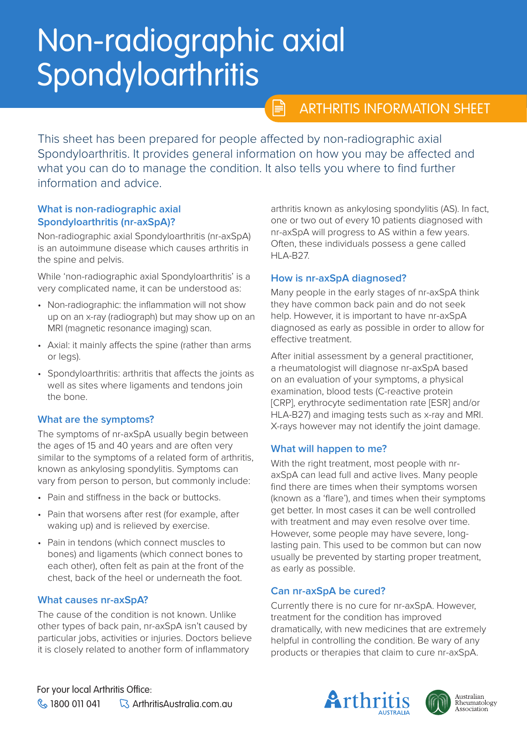# Non-radiographic axial Spondyloarthritis

ARTHRITIS INFORMATION SHEET

This sheet has been prepared for people affected by non-radiographic axial Spondyloarthritis. It provides general information on how you may be affected and what you can do to manage the condition. It also tells you where to find further information and advice.

## What is non-radiographic axial Spondyloarthritis (nr-axSpA)?

Non-radiographic axial Spondyloarthritis (nr-axSpA) is an autoimmune disease which causes arthritis in the spine and pelvis.

While 'non-radiographic axial Spondyloarthritis' is a very complicated name, it can be understood as:

- Non-radiographic: the inflammation will not show up on an x-ray (radiograph) but may show up on an MRI (magnetic resonance imaging) scan.
- Axial: it mainly affects the spine (rather than arms or legs).
- Spondyloarthritis: arthritis that affects the joints as well as sites where ligaments and tendons join the bone.

## What are the symptoms?

The symptoms of nr-axSpA usually begin between the ages of 15 and 40 years and are often very similar to the symptoms of a related form of arthritis, known as ankylosing spondylitis. Symptoms can vary from person to person, but commonly include:

- Pain and stiffness in the back or buttocks.
- Pain that worsens after rest (for example, after waking up) and is relieved by exercise.
- Pain in tendons (which connect muscles to bones) and ligaments (which connect bones to each other), often felt as pain at the front of the chest, back of the heel or underneath the foot.

## What causes nr-axSpA?

The cause of the condition is not known. Unlike other types of back pain, nr-axSpA isn't caused by particular jobs, activities or injuries. Doctors believe it is closely related to another form of inflammatory arthritis known as ankylosing spondylitis (AS). In fact, one or two out of every 10 patients diagnosed with nr-axSpA will progress to AS within a few years. Often, these individuals possess a gene called HLA-B27.

## How is nr-axSpA diagnosed?

Many people in the early stages of nr-axSpA think they have common back pain and do not seek help. However, it is important to have nr-axSpA diagnosed as early as possible in order to allow for effective treatment.

After initial assessment by a general practitioner, a rheumatologist will diagnose nr-axSpA based on an evaluation of your symptoms, a physical examination, blood tests (C-reactive protein [CRP], erythrocyte sedimentation rate [ESR] and/or HLA-B27) and imaging tests such as x-ray and MRI. X-rays however may not identify the joint damage.

## What will happen to me?

With the right treatment, most people with nr-axSpA can lead full and active lives. Many people find there are times when their symptoms worsen (known as a 'flare'), and times when their symptoms get better. In most cases it can be well controlled with treatment and may even resolve over time. However, some people may have severe, long-lasting pain. This used to be common but can now usually be prevented by starting proper treatment, as early as possible.

## Can nr-axSpA be cured?

Currently there is no cure for nr-axSpA. However, treatment for the condition has improved dramatically, with new medicines that are extremely helpful in controlling the condition. Be wary of any products or therapies that claim to cure nr-axSpA.

For your local Arthritis Office:
1800 011 041 ArthritisAustralia.com.au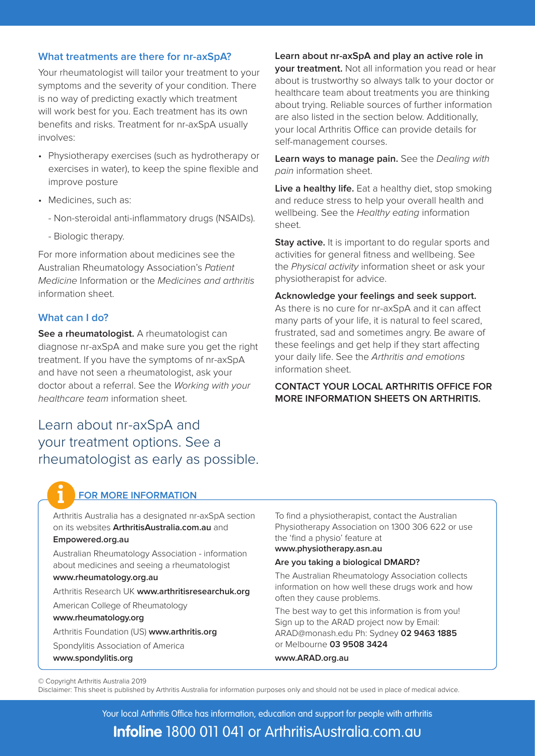## What treatments are there for nr-axSpA?

Your rheumatologist will tailor your treatment to your symptoms and the severity of your condition. There is no way of predicting exactly which treatment will work best for you. Each treatment has its own benefits and risks. Treatment for nr-axSpA usually involves:

- Physiotherapy exercises (such as hydrotherapy or exercises in water), to keep the spine flexible and improve posture
- Medicines, such as:
  - Non-steroidal anti-inflammatory drugs (NSAIDs).
  - Biologic therapy.

For more information about medicines see the Australian Rheumatology Association's *Patient Medicine* Information or the *Medicines and arthritis* information sheet.

## What can I do?

**See a rheumatologist.** A rheumatologist can diagnose nr-axSpA and make sure you get the right treatment. If you have the symptoms of nr-axSpA and have not seen a rheumatologist, ask your doctor about a referral. See the *Working with your healthcare team* information sheet.

Learn about nr-axSpA and your treatment options. See a rheumatologist as early as possible.

**Learn about nr-axSpA and play an active role in your treatment.** Not all information you read or hear about is trustworthy so always talk to your doctor or healthcare team about treatments you are thinking about trying. Reliable sources of further information are also listed in the section below. Additionally, your local Arthritis Office can provide details for self-management courses.

**Learn ways to manage pain.** See the *Dealing with pain* information sheet.

**Live a healthy life.** Eat a healthy diet, stop smoking and reduce stress to help your overall health and wellbeing. See the *Healthy eating* information sheet.

**Stay active.** It is important to do regular sports and activities for general fitness and wellbeing. See the *Physical activity* information sheet or ask your physiotherapist for advice.

**Acknowledge your feelings and seek support.** As there is no cure for nr-axSpA and it can affect many parts of your life, it is natural to feel scared, frustrated, sad and sometimes angry. Be aware of these feelings and get help if they start affecting your daily life. See the *Arthritis and emotions* information sheet.

**CONTACT YOUR LOCAL ARTHRITIS OFFICE FOR MORE INFORMATION SHEETS ON ARTHRITIS.**

## FOR MORE INFORMATION

Arthritis Australia has a designated nr-axSpA section on its websites **ArthritisAustralia.com.au** and **Empowered.org.au**

Australian Rheumatology Association - information about medicines and seeing a rheumatologist **www.rheumatology.org.au**

Arthritis Research UK **www.arthritisresearchuk.org**

American College of Rheumatology **www.rheumatology.org**

Arthritis Foundation (US) **www.arthritis.org**

Spondylitis Association of America **www.spondylitis.org**

To find a physiotherapist, contact the Australian Physiotherapy Association on 1300 306 622 or use the 'find a physio' feature at **www.physiotherapy.asn.au**

**Are you taking a biological DMARD?**

The Australian Rheumatology Association collects information on how well these drugs work and how often they cause problems.

The best way to get this information is from you! Sign up to the ARAD project now by Email: ARAD@monash.edu Ph: Sydney **02 9463 1885** or Melbourne **03 9508 3424**

**www.ARAD.org.au**

© Copyright Arthritis Australia 2019

Disclaimer: This sheet is published by Arthritis Australia for information purposes only and should not be used in place of medical advice.

Your local Arthritis Office has information, education and support for people with arthritis

**Infoline** 1800 011 041 or ArthritisAustralia.com.au